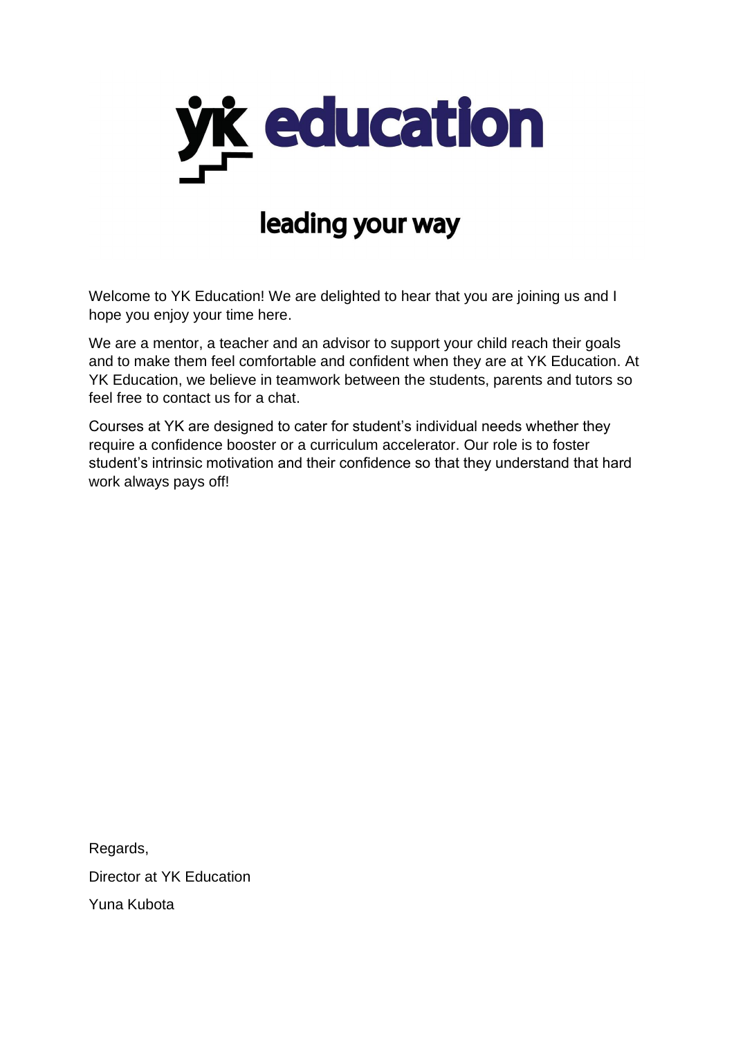# yk education

## leading your way

Welcome to YK Education! We are delighted to hear that you are joining us and I hope you enjoy your time here.

We are a mentor, a teacher and an advisor to support your child reach their goals and to make them feel comfortable and confident when they are at YK Education. At YK Education, we believe in teamwork between the students, parents and tutors so feel free to contact us for a chat.

Courses at YK are designed to cater for student's individual needs whether they require a confidence booster or a curriculum accelerator. Our role is to foster student's intrinsic motivation and their confidence so that they understand that hard work always pays off!

Regards,

Director at YK Education

Yuna Kubota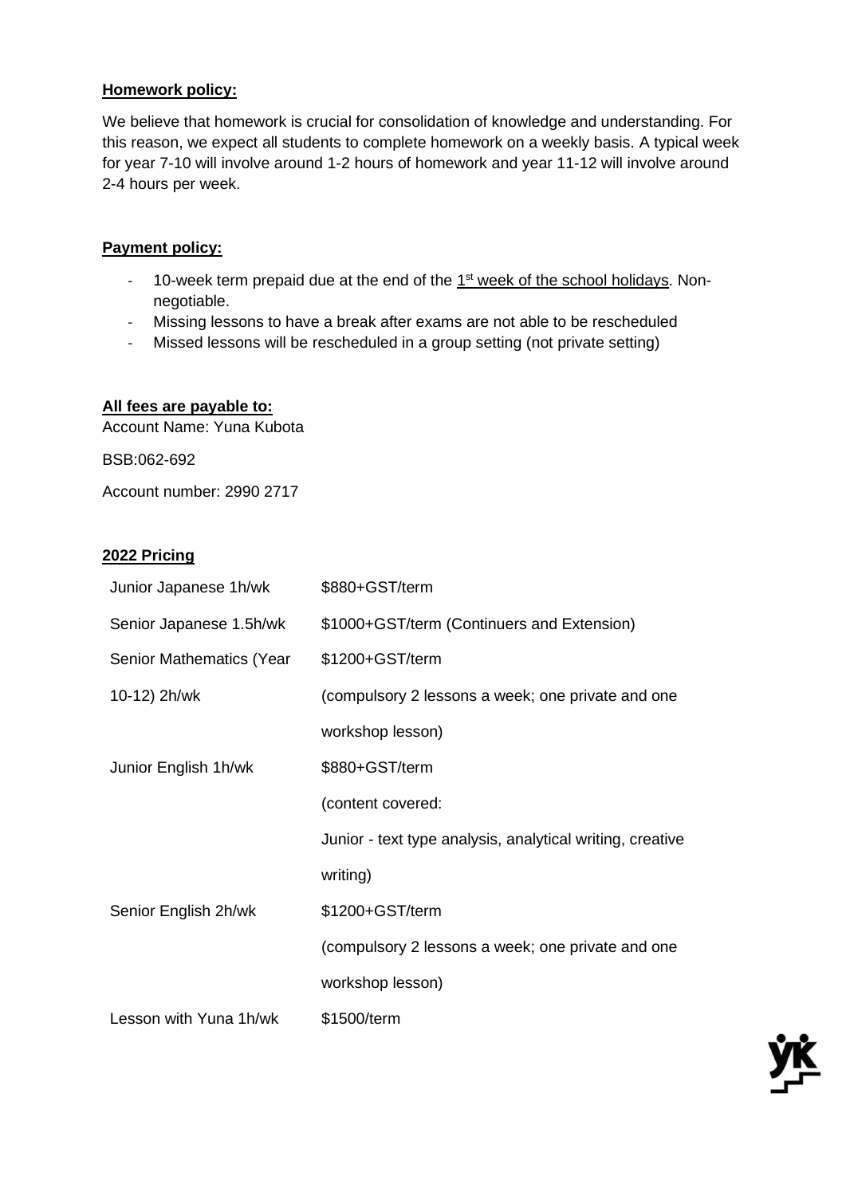**Homework policy:**

We believe that homework is crucial for consolidation of knowledge and understanding. For this reason, we expect all students to complete homework on a weekly basis. A typical week for year 7-10 will involve around 1-2 hours of homework and year 11-12 will involve around 2-4 hours per week.

**Payment policy:**

- 10-week term prepaid due at the end of the 1st week of the school holidays. Non-negotiable.
- Missing lessons to have a break after exams are not able to be rescheduled
- Missed lessons will be rescheduled in a group setting (not private setting)

**All fees are payable to:**

Account Name: Yuna Kubota

BSB:062-692

Account number: 2990 2717

**2022 Pricing**

| | |
|---|---|
| Junior Japanese 1h/wk | $880+GST/term |
| Senior Japanese 1.5h/wk | $1000+GST/term (Continuers and Extension) |
| Senior Mathematics (Year 10-12) 2h/wk | $1200+GST/term (compulsory 2 lessons a week; one private and one workshop lesson) |
| Junior English 1h/wk | $880+GST/term (content covered: Junior - text type analysis, analytical writing, creative writing) |
| Senior English 2h/wk | $1200+GST/term (compulsory 2 lessons a week; one private and one workshop lesson) |
| Lesson with Yuna 1h/wk | $1500/term |